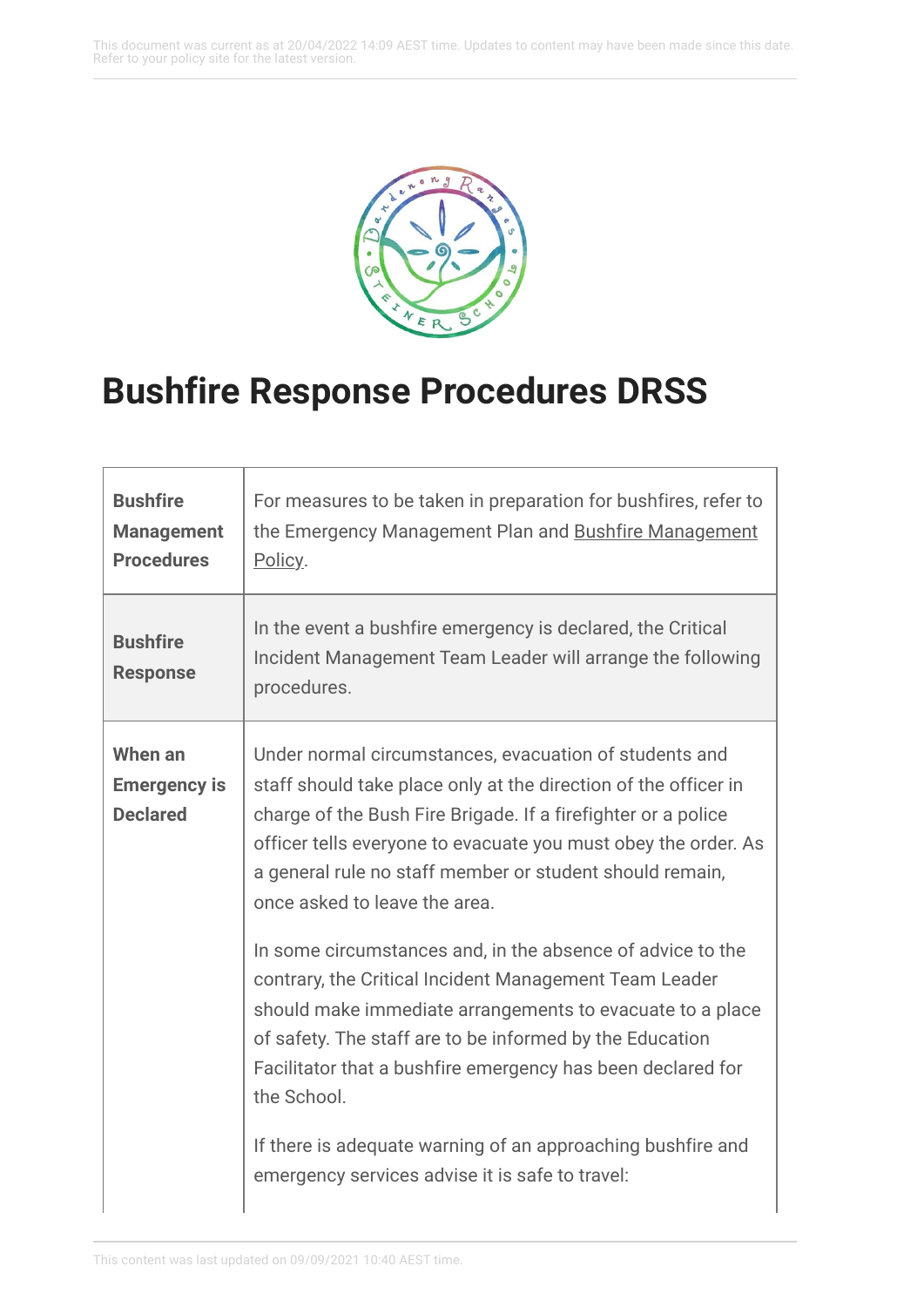# Bushfire Response Procedures DRSS

| | |
|---|---|
| **Bushfire Management Procedures** | For measures to be taken in preparation for bushfires, refer to the Emergency Management Plan and Bushfire Management Policy. |
| **Bushfire Response** | In the event a bushfire emergency is declared, the Critical Incident Management Team Leader will arrange the following procedures. |
| **When an Emergency is Declared** | Under normal circumstances, evacuation of students and staff should take place only at the direction of the officer in charge of the Bush Fire Brigade. If a firefighter or a police officer tells everyone to evacuate you must obey the order. As a general rule no staff member or student should remain, once asked to leave the area.<br><br>In some circumstances and, in the absence of advice to the contrary, the Critical Incident Management Team Leader should make immediate arrangements to evacuate to a place of safety. The staff are to be informed by the Education Facilitator that a bushfire emergency has been declared for the School.<br><br>If there is adequate warning of an approaching bushfire and emergency services advise it is safe to travel: |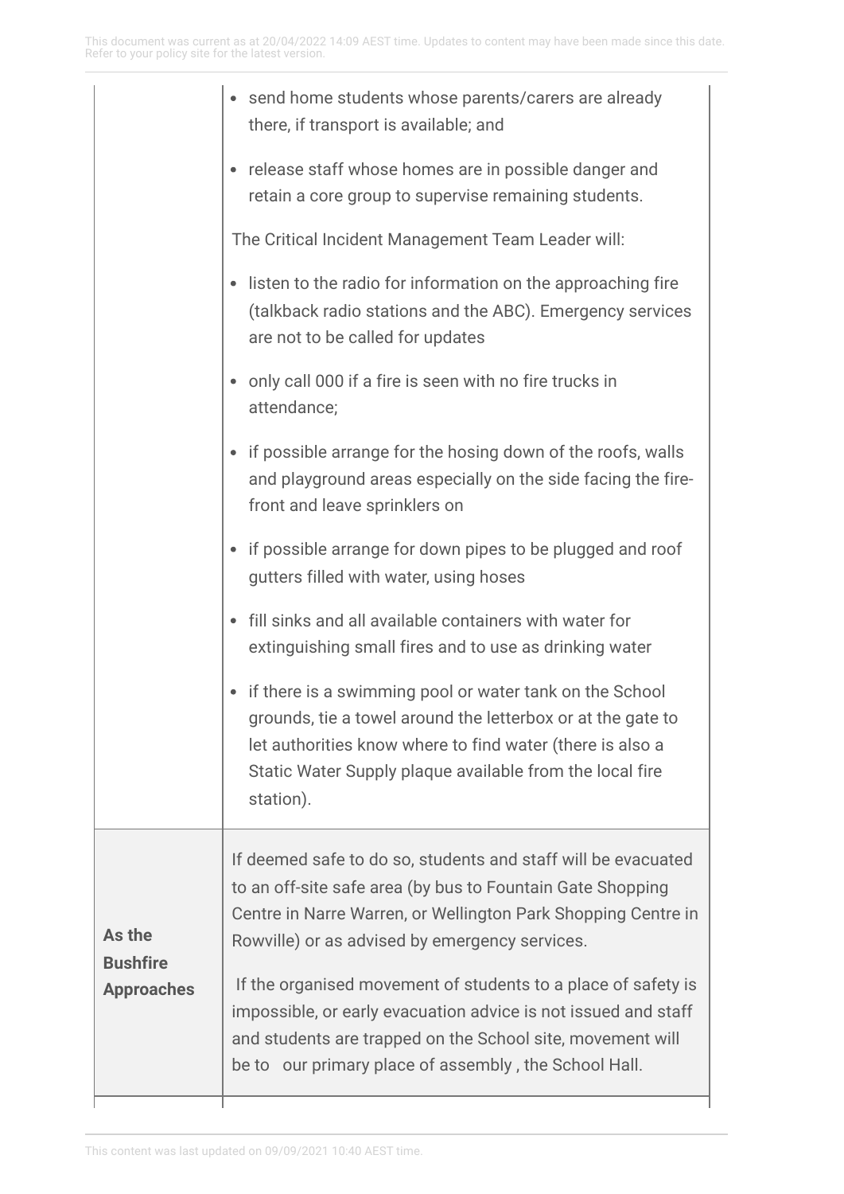| | |
|---|---|
| | • send home students whose parents/carers are already there, if transport is available; and<br>• release staff whose homes are in possible danger and retain a core group to supervise remaining students.<br><br>The Critical Incident Management Team Leader will:<br><br>• listen to the radio for information on the approaching fire (talkback radio stations and the ABC). Emergency services are not to be called for updates<br>• only call 000 if a fire is seen with no fire trucks in attendance;<br>• if possible arrange for the hosing down of the roofs, walls and playground areas especially on the side facing the fire-front and leave sprinklers on<br>• if possible arrange for down pipes to be plugged and roof gutters filled with water, using hoses<br>• fill sinks and all available containers with water for extinguishing small fires and to use as drinking water<br>• if there is a swimming pool or water tank on the School grounds, tie a towel around the letterbox or at the gate to let authorities know where to find water (there is also a Static Water Supply plaque available from the local fire station). |
| **As the Bushfire Approaches** | If deemed safe to do so, students and staff will be evacuated to an off-site safe area (by bus to Fountain Gate Shopping Centre in Narre Warren, or Wellington Park Shopping Centre in Rowville) or as advised by emergency services.<br><br>If the organised movement of students to a place of safety is impossible, or early evacuation advice is not issued and staff and students are trapped on the School site, movement will be to our primary place of assembly , the School Hall. |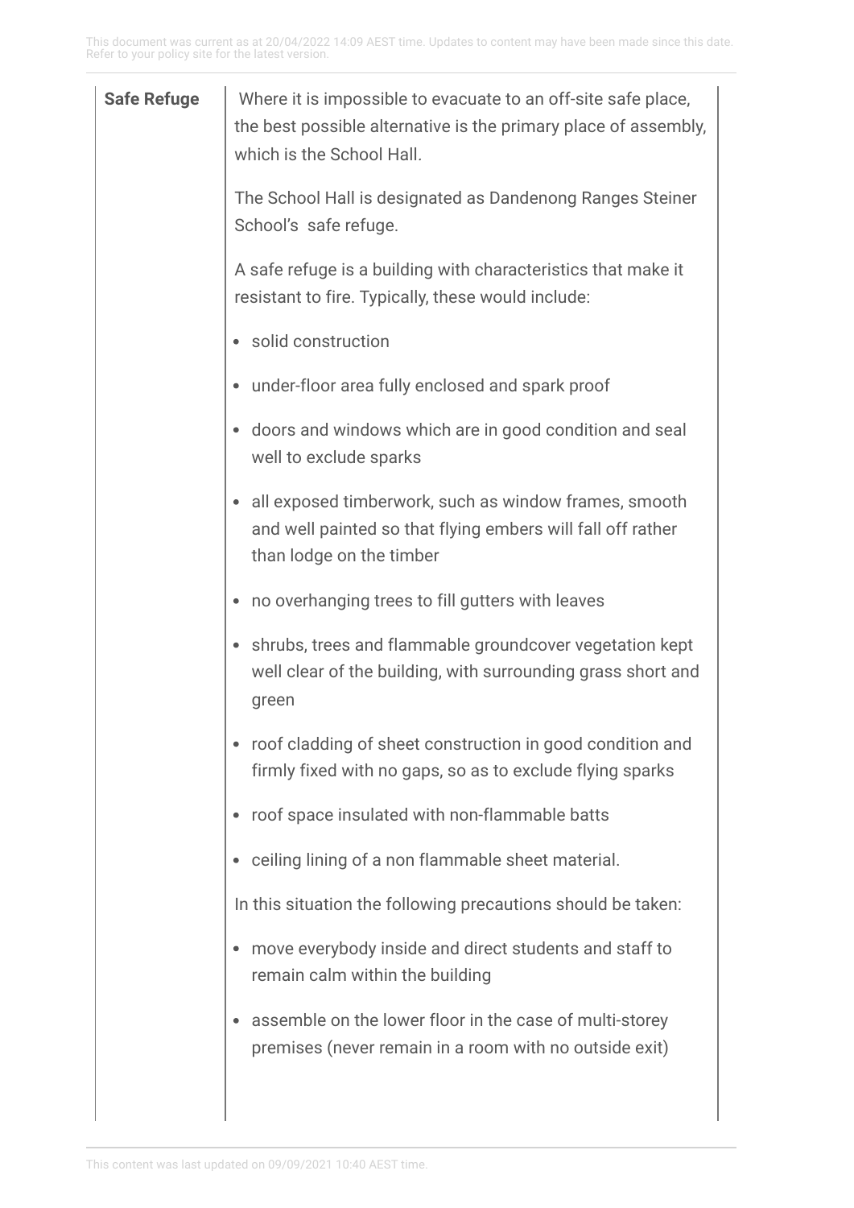| | |
| --- | --- |
| **Safe Refuge** | Where it is impossible to evacuate to an off-site safe place, the best possible alternative is the primary place of assembly, which is the School Hall.<br><br>The School Hall is designated as Dandenong Ranges Steiner School's safe refuge.<br><br>A safe refuge is a building with characteristics that make it resistant to fire. Typically, these would include:<br><br>• solid construction<br>• under-floor area fully enclosed and spark proof<br>• doors and windows which are in good condition and seal well to exclude sparks<br>• all exposed timberwork, such as window frames, smooth and well painted so that flying embers will fall off rather than lodge on the timber<br>• no overhanging trees to fill gutters with leaves<br>• shrubs, trees and flammable groundcover vegetation kept well clear of the building, with surrounding grass short and green<br>• roof cladding of sheet construction in good condition and firmly fixed with no gaps, so as to exclude flying sparks<br>• roof space insulated with non-flammable batts<br>• ceiling lining of a non flammable sheet material.<br><br>In this situation the following precautions should be taken:<br><br>• move everybody inside and direct students and staff to remain calm within the building<br>• assemble on the lower floor in the case of multi-storey premises (never remain in a room with no outside exit) |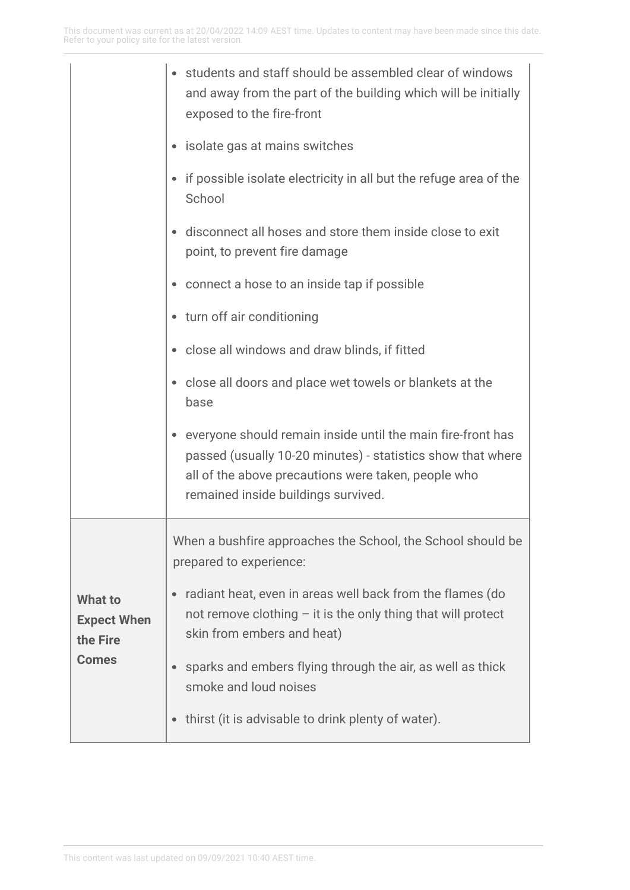| | |
|---|---|
| | • students and staff should be assembled clear of windows and away from the part of the building which will be initially exposed to the fire-front<br>• isolate gas at mains switches<br>• if possible isolate electricity in all but the refuge area of the School<br>• disconnect all hoses and store them inside close to exit point, to prevent fire damage<br>• connect a hose to an inside tap if possible<br>• turn off air conditioning<br>• close all windows and draw blinds, if fitted<br>• close all doors and place wet towels or blankets at the base<br>• everyone should remain inside until the main fire-front has passed (usually 10-20 minutes) - statistics show that where all of the above precautions were taken, people who remained inside buildings survived. |
| **What to Expect When the Fire Comes** | When a bushfire approaches the School, the School should be prepared to experience:<br>• radiant heat, even in areas well back from the flames (do not remove clothing – it is the only thing that will protect skin from embers and heat)<br>• sparks and embers flying through the air, as well as thick smoke and loud noises<br>• thirst (it is advisable to drink plenty of water). |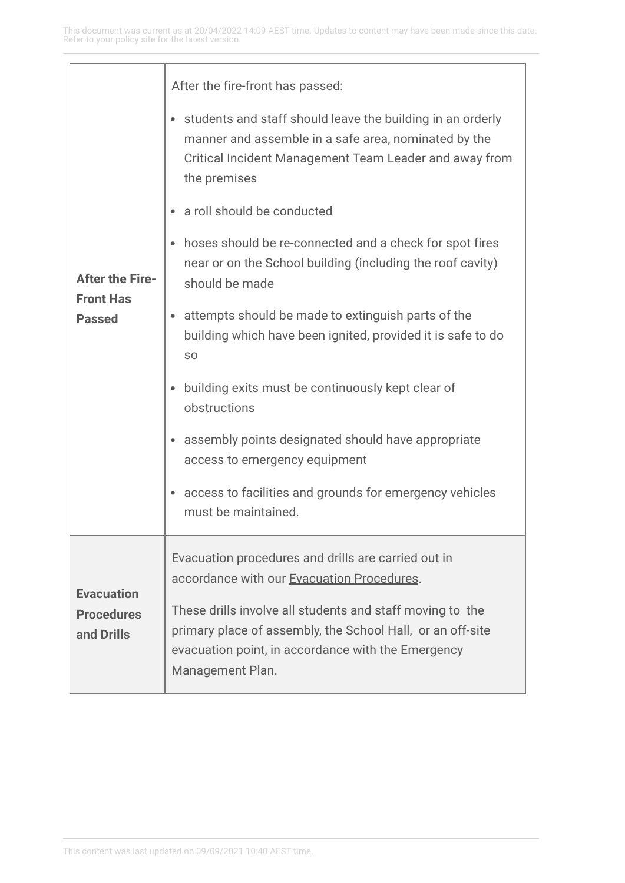| | |
|---|---|
| **After the Fire-Front Has Passed** | After the fire-front has passed:<br>• students and staff should leave the building in an orderly manner and assemble in a safe area, nominated by the Critical Incident Management Team Leader and away from the premises<br>• a roll should be conducted<br>• hoses should be re-connected and a check for spot fires near or on the School building (including the roof cavity) should be made<br>• attempts should be made to extinguish parts of the building which have been ignited, provided it is safe to do so<br>• building exits must be continuously kept clear of obstructions<br>• assembly points designated should have appropriate access to emergency equipment<br>• access to facilities and grounds for emergency vehicles must be maintained. |
| **Evacuation Procedures and Drills** | Evacuation procedures and drills are carried out in accordance with our Evacuation Procedures.<br>These drills involve all students and staff moving to the primary place of assembly, the School Hall, or an off-site evacuation point, in accordance with the Emergency Management Plan. |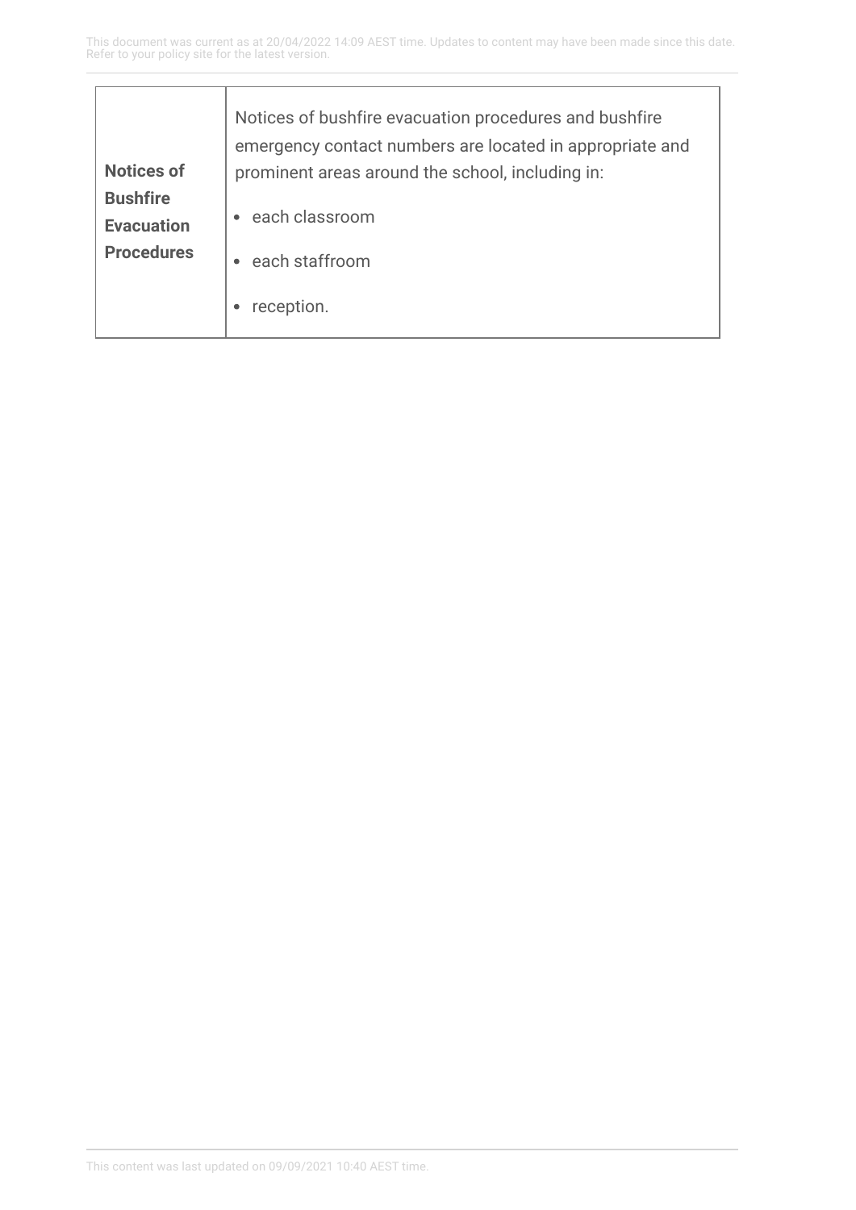| | |
|---|---|
| **Notices of Bushfire Evacuation Procedures** | Notices of bushfire evacuation procedures and bushfire emergency contact numbers are located in appropriate and prominent areas around the school, including in:<br>• each classroom<br>• each staffroom<br>• reception. |